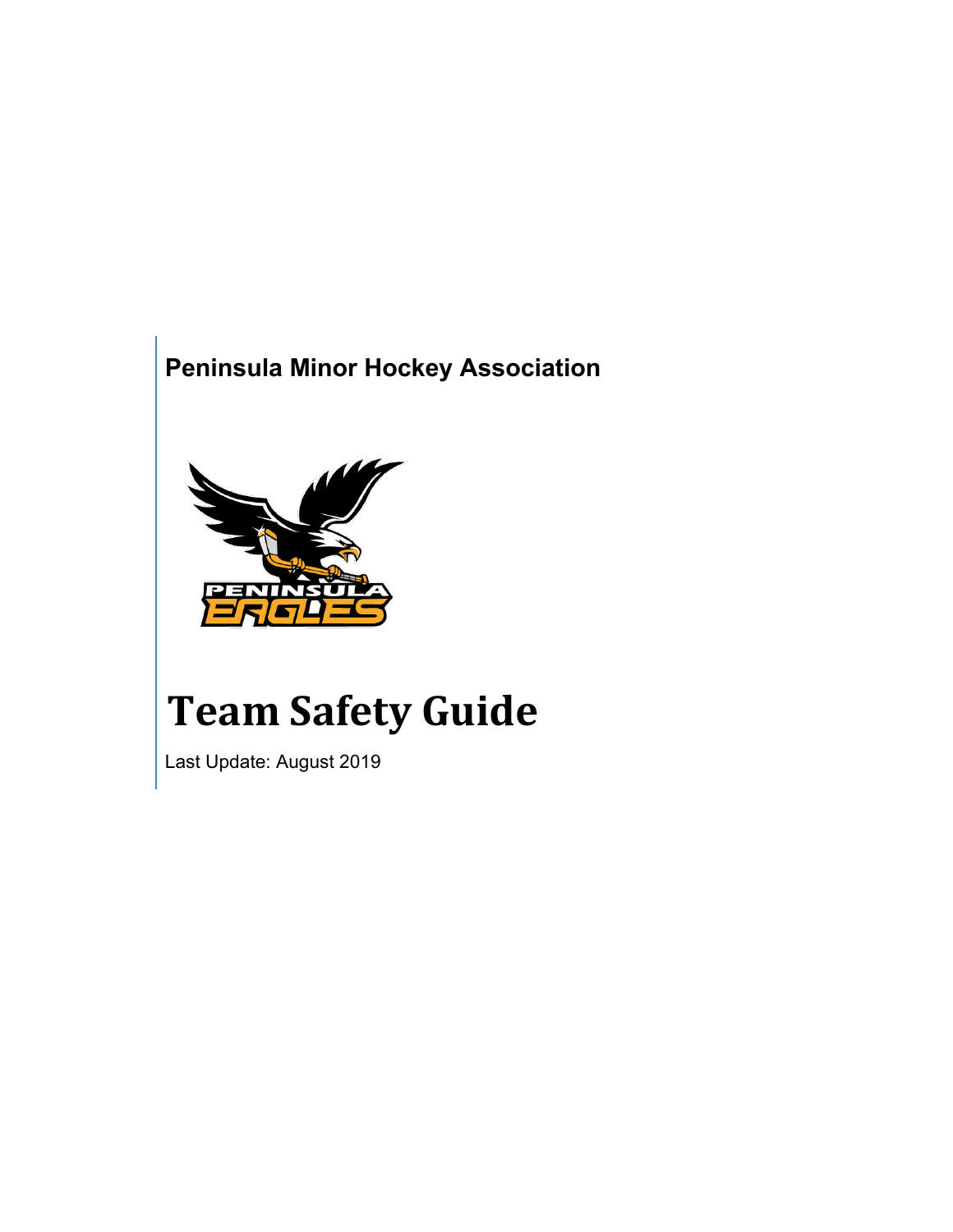**Peninsula Minor Hockey Association**

# Team Safety Guide

Last Update: August 2019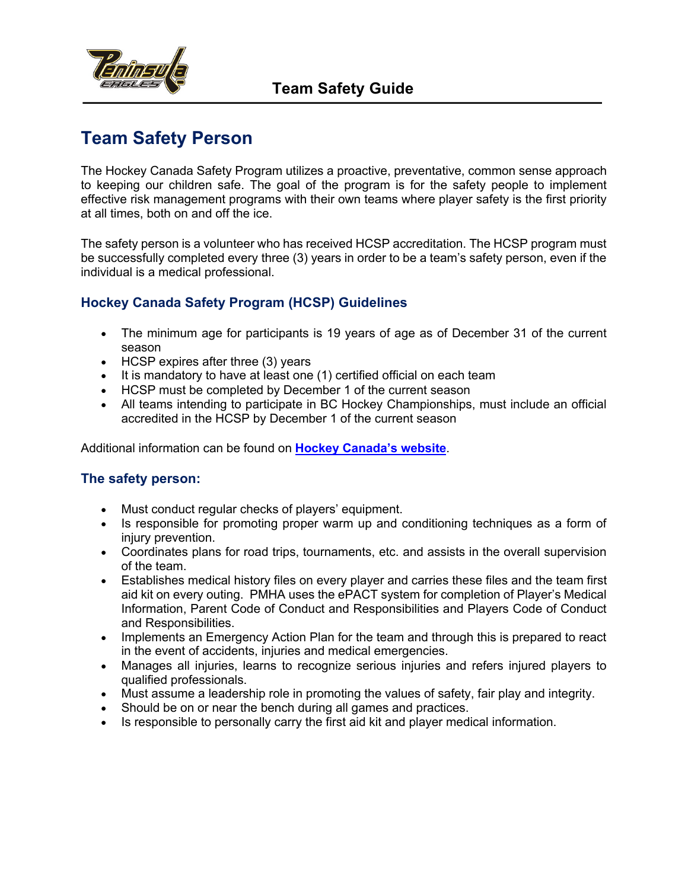# Team Safety Person

The Hockey Canada Safety Program utilizes a proactive, preventative, common sense approach to keeping our children safe. The goal of the program is for the safety people to implement effective risk management programs with their own teams where player safety is the first priority at all times, both on and off the ice.

The safety person is a volunteer who has received HCSP accreditation. The HCSP program must be successfully completed every three (3) years in order to be a team's safety person, even if the individual is a medical professional.

## Hockey Canada Safety Program (HCSP) Guidelines

- The minimum age for participants is 19 years of age as of December 31 of the current season
- HCSP expires after three (3) years
- It is mandatory to have at least one (1) certified official on each team
- HCSP must be completed by December 1 of the current season
- All teams intending to participate in BC Hockey Championships, must include an official accredited in the HCSP by December 1 of the current season

Additional information can be found on **Hockey Canada's website**.

## The safety person:

- Must conduct regular checks of players' equipment.
- Is responsible for promoting proper warm up and conditioning techniques as a form of injury prevention.
- Coordinates plans for road trips, tournaments, etc. and assists in the overall supervision of the team.
- Establishes medical history files on every player and carries these files and the team first aid kit on every outing. PMHA uses the ePACT system for completion of Player's Medical Information, Parent Code of Conduct and Responsibilities and Players Code of Conduct and Responsibilities.
- Implements an Emergency Action Plan for the team and through this is prepared to react in the event of accidents, injuries and medical emergencies.
- Manages all injuries, learns to recognize serious injuries and refers injured players to qualified professionals.
- Must assume a leadership role in promoting the values of safety, fair play and integrity.
- Should be on or near the bench during all games and practices.
- Is responsible to personally carry the first aid kit and player medical information.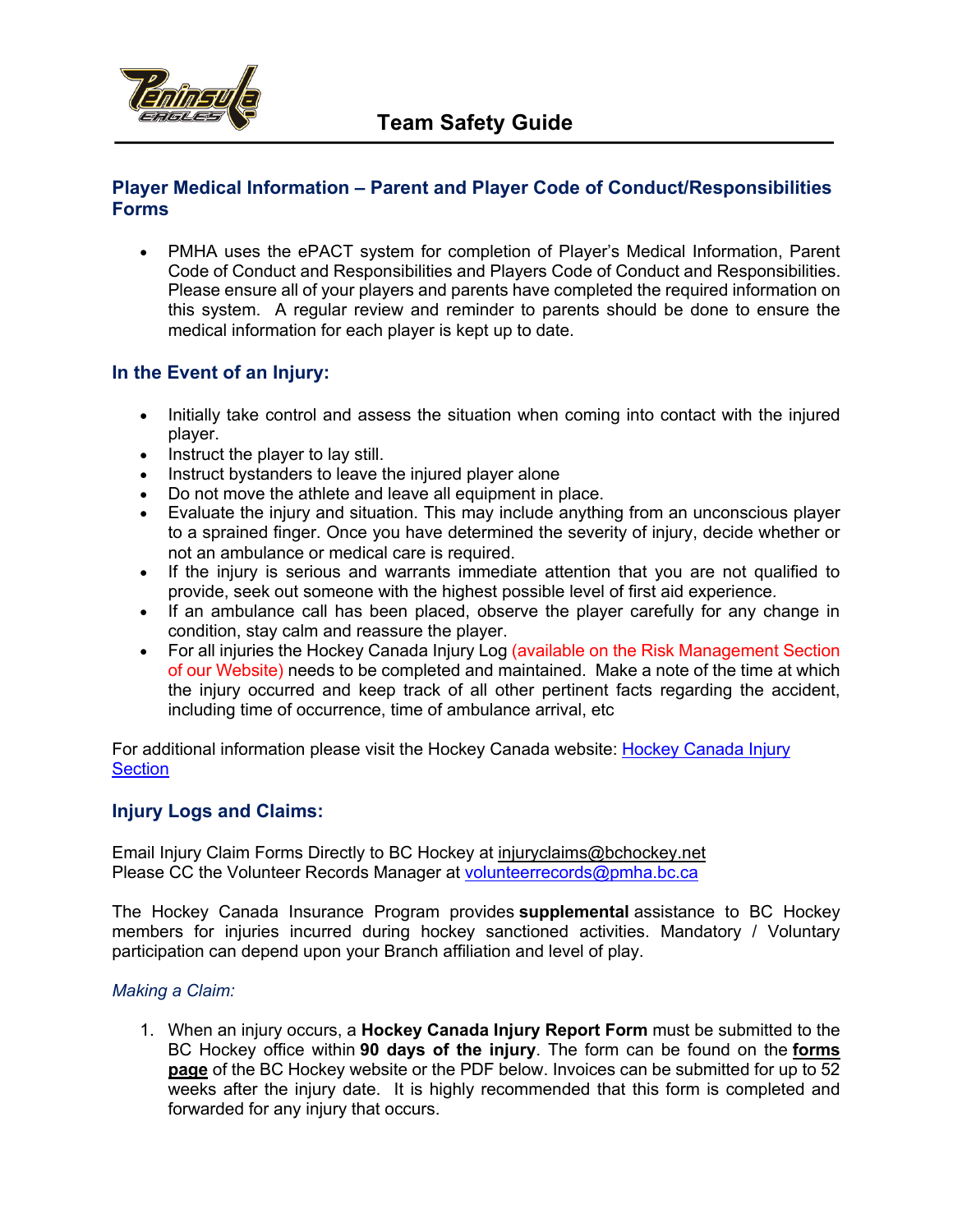# Team Safety Guide

## Player Medical Information – Parent and Player Code of Conduct/Responsibilities Forms

- PMHA uses the ePACT system for completion of Player's Medical Information, Parent Code of Conduct and Responsibilities and Players Code of Conduct and Responsibilities. Please ensure all of your players and parents have completed the required information on this system. A regular review and reminder to parents should be done to ensure the medical information for each player is kept up to date.

## In the Event of an Injury:

- Initially take control and assess the situation when coming into contact with the injured player.
- Instruct the player to lay still.
- Instruct bystanders to leave the injured player alone
- Do not move the athlete and leave all equipment in place.
- Evaluate the injury and situation. This may include anything from an unconscious player to a sprained finger. Once you have determined the severity of injury, decide whether or not an ambulance or medical care is required.
- If the injury is serious and warrants immediate attention that you are not qualified to provide, seek out someone with the highest possible level of first aid experience.
- If an ambulance call has been placed, observe the player carefully for any change in condition, stay calm and reassure the player.
- For all injuries the Hockey Canada Injury Log (available on the Risk Management Section of our Website) needs to be completed and maintained. Make a note of the time at which the injury occurred and keep track of all other pertinent facts regarding the accident, including time of occurrence, time of ambulance arrival, etc

For additional information please visit the Hockey Canada website: Hockey Canada Injury Section

## Injury Logs and Claims:

Email Injury Claim Forms Directly to BC Hockey at injuryclaims@bchockey.net
Please CC the Volunteer Records Manager at volunteerrecords@pmha.bc.ca

The Hockey Canada Insurance Program provides **supplemental** assistance to BC Hockey members for injuries incurred during hockey sanctioned activities. Mandatory / Voluntary participation can depend upon your Branch affiliation and level of play.

### *Making a Claim:*

1. When an injury occurs, a **Hockey Canada Injury Report Form** must be submitted to the BC Hockey office within **90 days of the injury**. The form can be found on the **forms page** of the BC Hockey website or the PDF below. Invoices can be submitted for up to 52 weeks after the injury date. It is highly recommended that this form is completed and forwarded for any injury that occurs.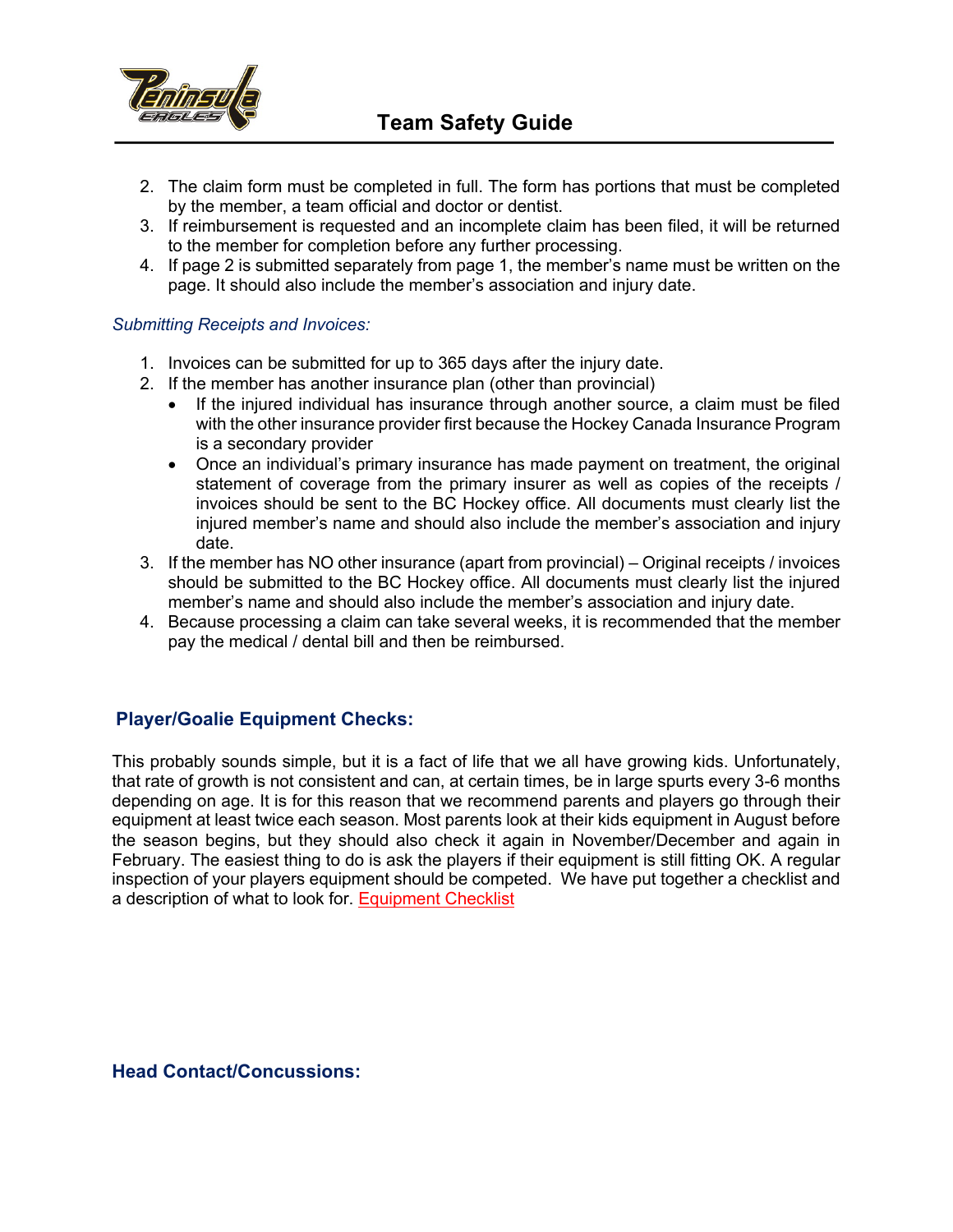2. The claim form must be completed in full. The form has portions that must be completed by the member, a team official and doctor or dentist.
3. If reimbursement is requested and an incomplete claim has been filed, it will be returned to the member for completion before any further processing.
4. If page 2 is submitted separately from page 1, the member's name must be written on the page. It should also include the member's association and injury date.

*Submitting Receipts and Invoices:*

1. Invoices can be submitted for up to 365 days after the injury date.
2. If the member has another insurance plan (other than provincial)
   - If the injured individual has insurance through another source, a claim must be filed with the other insurance provider first because the Hockey Canada Insurance Program is a secondary provider
   - Once an individual's primary insurance has made payment on treatment, the original statement of coverage from the primary insurer as well as copies of the receipts / invoices should be sent to the BC Hockey office. All documents must clearly list the injured member's name and should also include the member's association and injury date.
3. If the member has NO other insurance (apart from provincial) – Original receipts / invoices should be submitted to the BC Hockey office. All documents must clearly list the injured member's name and should also include the member's association and injury date.
4. Because processing a claim can take several weeks, it is recommended that the member pay the medical / dental bill and then be reimbursed.

## Player/Goalie Equipment Checks:

This probably sounds simple, but it is a fact of life that we all have growing kids. Unfortunately, that rate of growth is not consistent and can, at certain times, be in large spurts every 3-6 months depending on age. It is for this reason that we recommend parents and players go through their equipment at least twice each season. Most parents look at their kids equipment in August before the season begins, but they should also check it again in November/December and again in February. The easiest thing to do is ask the players if their equipment is still fitting OK. A regular inspection of your players equipment should be competed. We have put together a checklist and a description of what to look for. Equipment Checklist

## Head Contact/Concussions: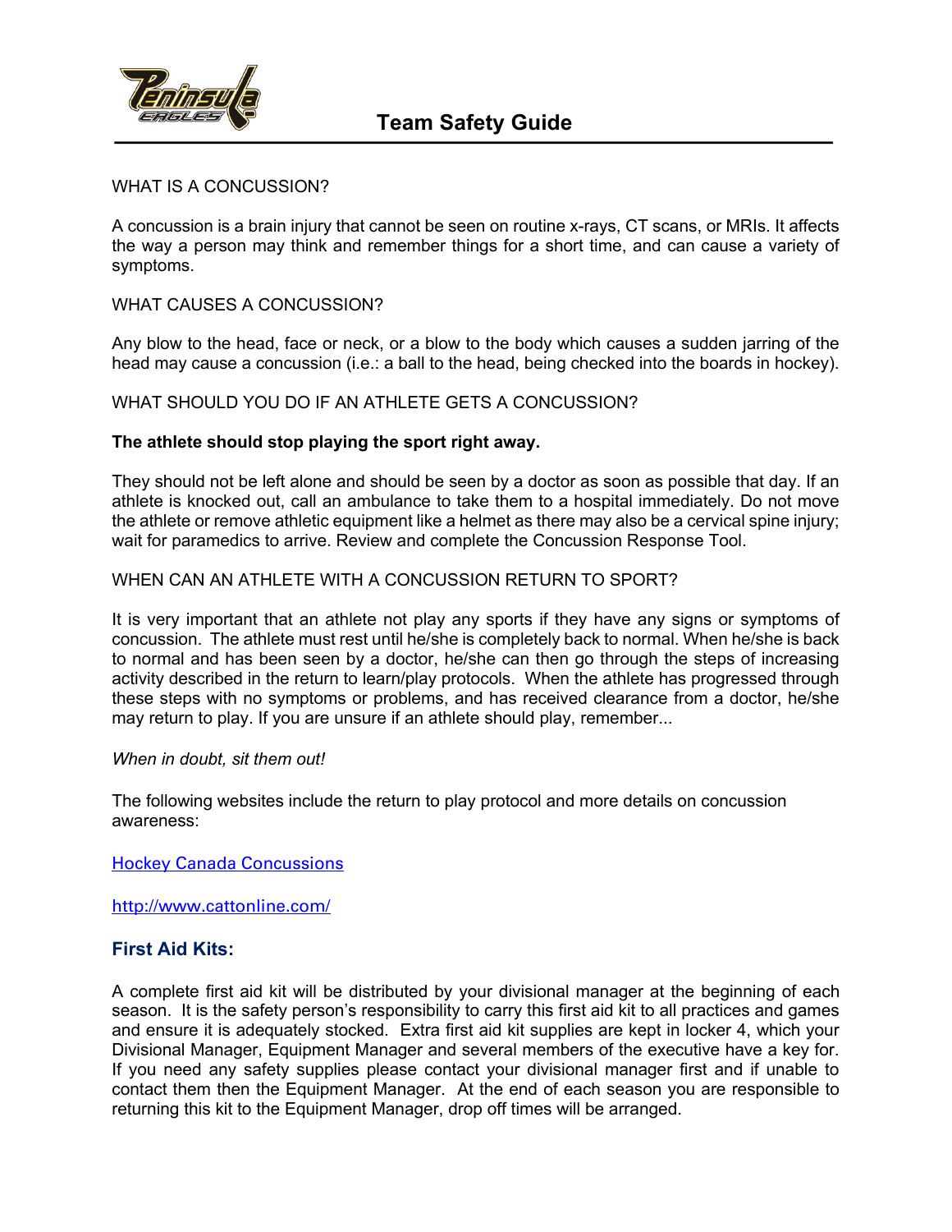WHAT IS A CONCUSSION?

A concussion is a brain injury that cannot be seen on routine x-rays, CT scans, or MRIs. It affects the way a person may think and remember things for a short time, and can cause a variety of symptoms.

WHAT CAUSES A CONCUSSION?

Any blow to the head, face or neck, or a blow to the body which causes a sudden jarring of the head may cause a concussion (i.e.: a ball to the head, being checked into the boards in hockey).

WHAT SHOULD YOU DO IF AN ATHLETE GETS A CONCUSSION?

**The athlete should stop playing the sport right away.**

They should not be left alone and should be seen by a doctor as soon as possible that day. If an athlete is knocked out, call an ambulance to take them to a hospital immediately. Do not move the athlete or remove athletic equipment like a helmet as there may also be a cervical spine injury; wait for paramedics to arrive. Review and complete the Concussion Response Tool.

WHEN CAN AN ATHLETE WITH A CONCUSSION RETURN TO SPORT?

It is very important that an athlete not play any sports if they have any signs or symptoms of concussion. The athlete must rest until he/she is completely back to normal. When he/she is back to normal and has been seen by a doctor, he/she can then go through the steps of increasing activity described in the return to learn/play protocols. When the athlete has progressed through these steps with no symptoms or problems, and has received clearance from a doctor, he/she may return to play. If you are unsure if an athlete should play, remember...

*When in doubt, sit them out!*

The following websites include the return to play protocol and more details on concussion awareness:

Hockey Canada Concussions

http://www.cattonline.com/

## First Aid Kits:

A complete first aid kit will be distributed by your divisional manager at the beginning of each season. It is the safety person's responsibility to carry this first aid kit to all practices and games and ensure it is adequately stocked. Extra first aid kit supplies are kept in locker 4, which your Divisional Manager, Equipment Manager and several members of the executive have a key for. If you need any safety supplies please contact your divisional manager first and if unable to contact them then the Equipment Manager. At the end of each season you are responsible to returning this kit to the Equipment Manager, drop off times will be arranged.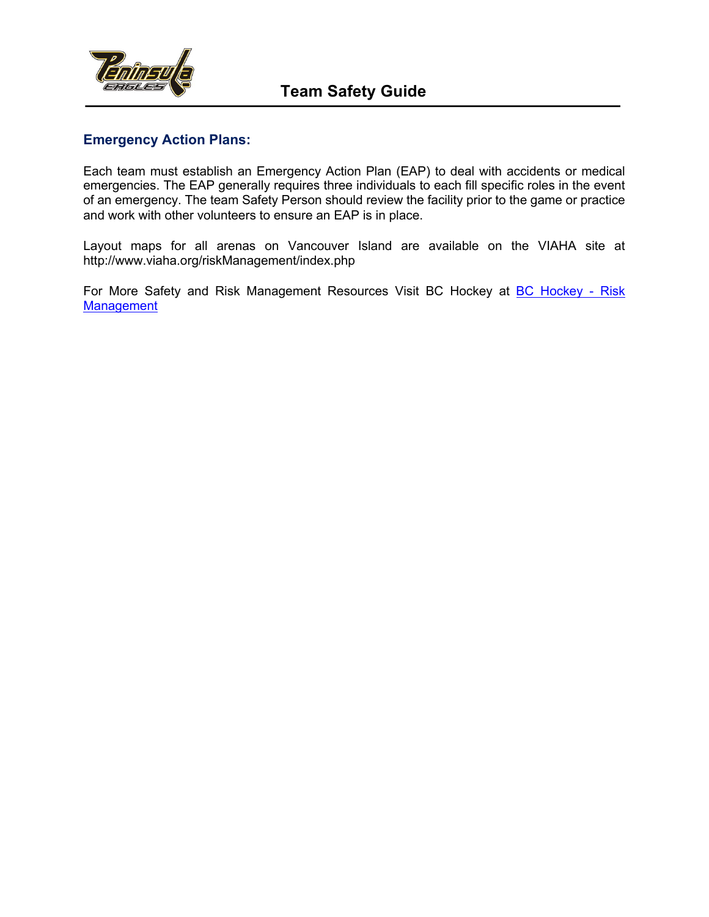## Emergency Action Plans:

Each team must establish an Emergency Action Plan (EAP) to deal with accidents or medical emergencies. The EAP generally requires three individuals to each fill specific roles in the event of an emergency. The team Safety Person should review the facility prior to the game or practice and work with other volunteers to ensure an EAP is in place.

Layout maps for all arenas on Vancouver Island are available on the VIAHA site at http://www.viaha.org/riskManagement/index.php

For More Safety and Risk Management Resources Visit BC Hockey at BC Hockey - Risk Management